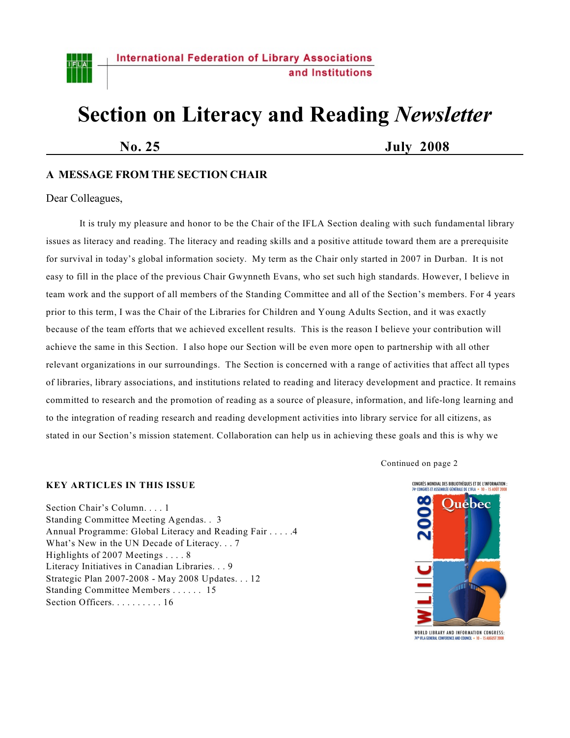International Federation of Library Associations and Institutions

# Section on Literacy and Reading *Newsletter*

**No. 25** **July 2008**

## A MESSAGE FROM THE SECTION CHAIR

Dear Colleagues,

It is truly my pleasure and honor to be the Chair of the IFLA Section dealing with such fundamental library issues as literacy and reading. The literacy and reading skills and a positive attitude toward them are a prerequisite for survival in today's global information society. My term as the Chair only started in 2007 in Durban. It is not easy to fill in the place of the previous Chair Gwynneth Evans, who set such high standards. However, I believe in team work and the support of all members of the Standing Committee and all of the Section's members. For 4 years prior to this term, I was the Chair of the Libraries for Children and Young Adults Section, and it was exactly because of the team efforts that we achieved excellent results. This is the reason I believe your contribution will achieve the same in this Section. I also hope our Section will be even more open to partnership with all other relevant organizations in our surroundings. The Section is concerned with a range of activities that affect all types of libraries, library associations, and institutions related to reading and literacy development and practice. It remains committed to research and the promotion of reading as a source of pleasure, information, and life-long learning and to the integration of reading research and reading development activities into library service for all citizens, as stated in our Section's mission statement. Collaboration can help us in achieving these goals and this is why we

Continued on page 2

### KEY ARTICLES IN THIS ISSUE

Section Chair's Column. . . . 1
Standing Committee Meeting Agendas. . 3
Annual Programme: Global Literacy and Reading Fair . . . . .4
What's New in the UN Decade of Literacy. . . 7
Highlights of 2007 Meetings . . . . 8
Literacy Initiatives in Canadian Libraries. . . 9
Strategic Plan 2007-2008 - May 2008 Updates. . . 12
Standing Committee Members . . . . . . 15
Section Officers. . . . . . . . . . 16

CONGRÈS MONDIAL DES BIBLIOTHÈQUES ET DE L'INFORMATION : 74e CONGRÈS ET ASSEMBLÉE GÉNÉRALE DE L'IFLA • 10 – 15 AOÛT 2008

Québec 2008 WLIC

WORLD LIBRARY AND INFORMATION CONGRESS: 74th IFLA GENERAL CONFERENCE AND COUNCIL • 10 – 15 AUGUST 2008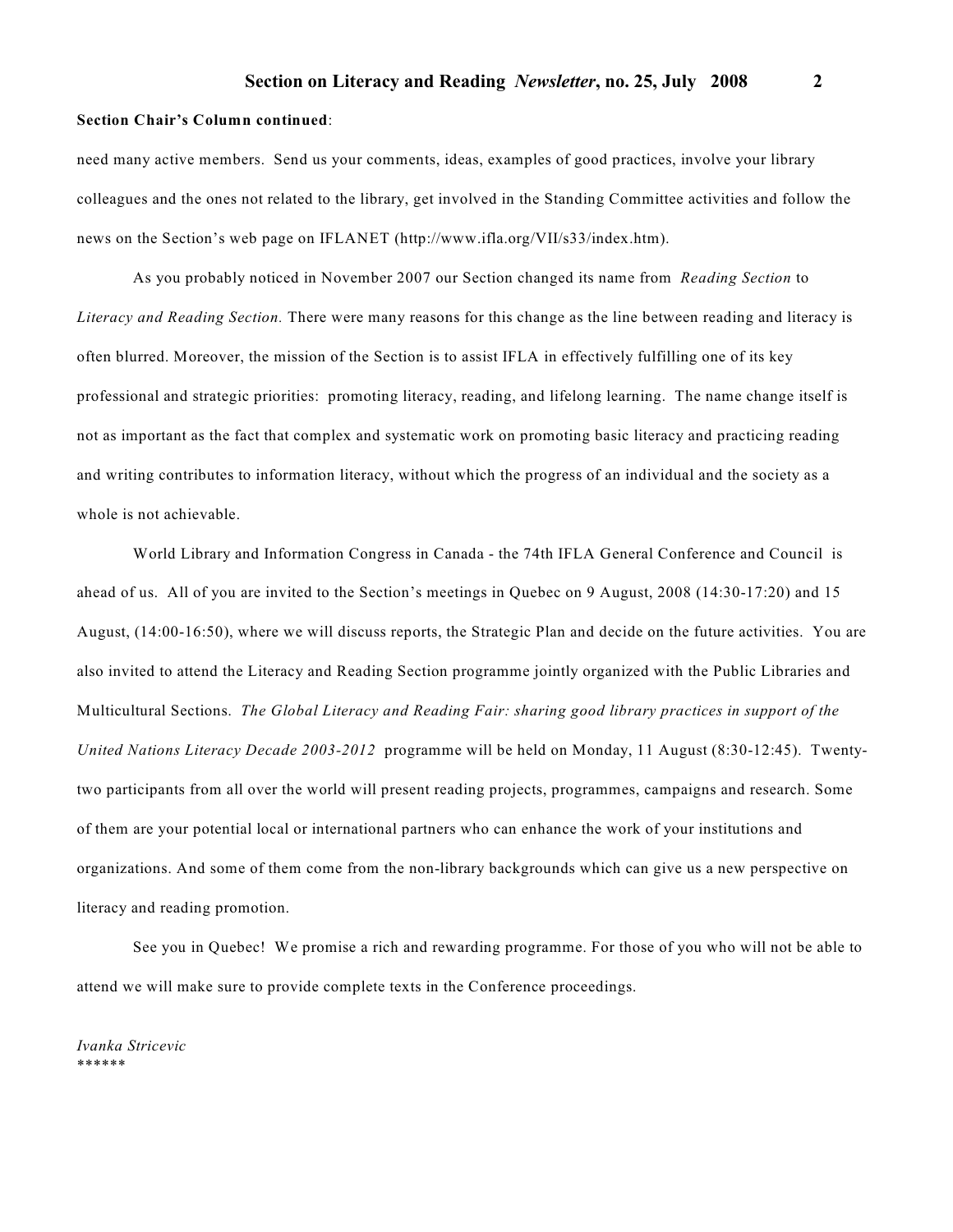**Section Chair's Column continued**:

need many active members. Send us your comments, ideas, examples of good practices, involve your library colleagues and the ones not related to the library, get involved in the Standing Committee activities and follow the news on the Section's web page on IFLANET (http://www.ifla.org/VII/s33/index.htm).

As you probably noticed in November 2007 our Section changed its name from *Reading Section* to *Literacy and Reading Section.* There were many reasons for this change as the line between reading and literacy is often blurred. Moreover, the mission of the Section is to assist IFLA in effectively fulfilling one of its key professional and strategic priorities: promoting literacy, reading, and lifelong learning. The name change itself is not as important as the fact that complex and systematic work on promoting basic literacy and practicing reading and writing contributes to information literacy, without which the progress of an individual and the society as a whole is not achievable.

World Library and Information Congress in Canada - the 74th IFLA General Conference and Council is ahead of us. All of you are invited to the Section's meetings in Quebec on 9 August, 2008 (14:30-17:20) and 15 August, (14:00-16:50), where we will discuss reports, the Strategic Plan and decide on the future activities. You are also invited to attend the Literacy and Reading Section programme jointly organized with the Public Libraries and Multicultural Sections. *The Global Literacy and Reading Fair: sharing good library practices in support of the United Nations Literacy Decade 2003-2012* programme will be held on Monday, 11 August (8:30-12:45). Twenty-two participants from all over the world will present reading projects, programmes, campaigns and research. Some of them are your potential local or international partners who can enhance the work of your institutions and organizations. And some of them come from the non-library backgrounds which can give us a new perspective on literacy and reading promotion.

See you in Quebec! We promise a rich and rewarding programme. For those of you who will not be able to attend we will make sure to provide complete texts in the Conference proceedings.

*Ivanka Stricevic*

******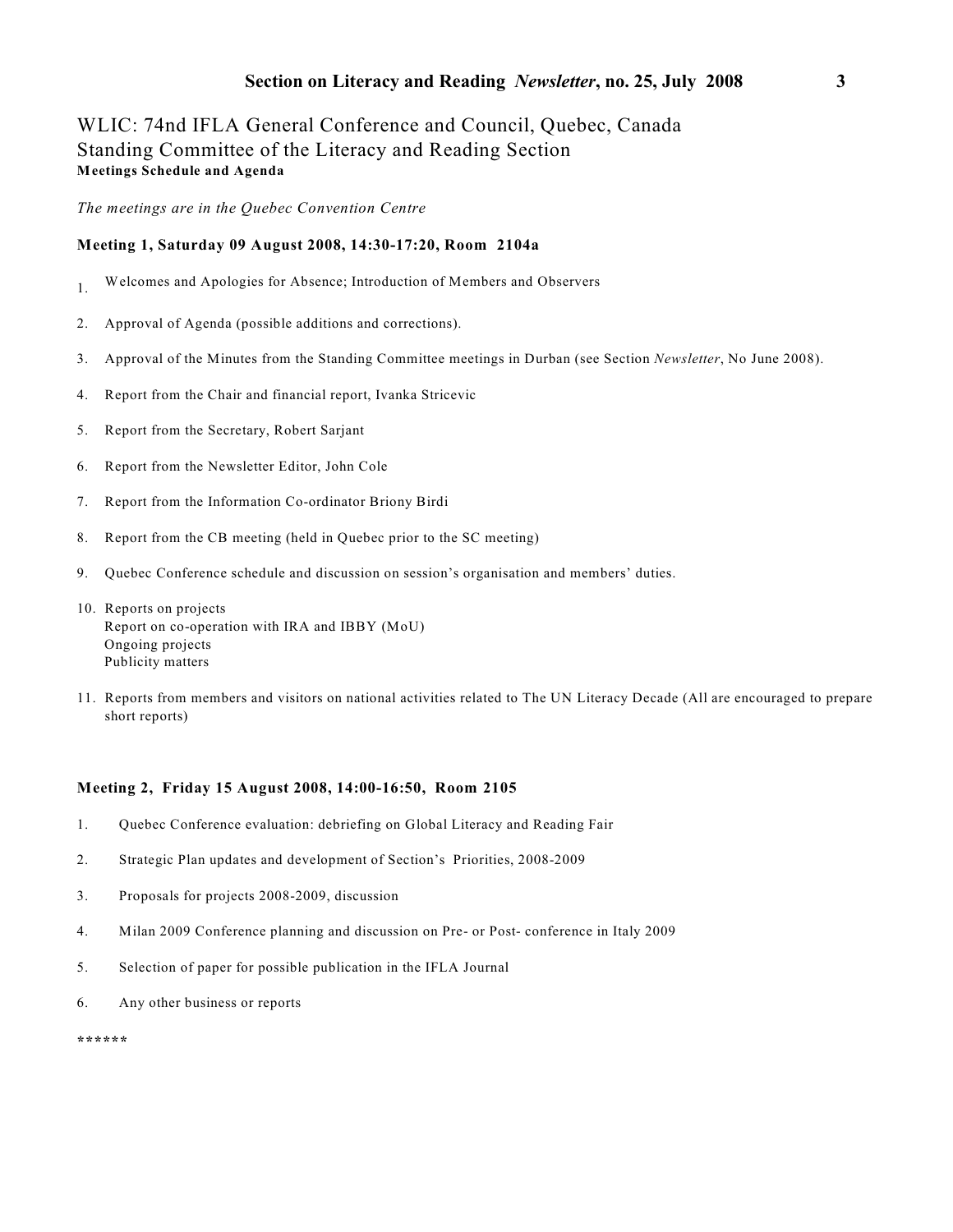## WLIC: 74nd IFLA General Conference and Council, Quebec, Canada
## Standing Committee of the Literacy and Reading Section
**Meetings Schedule and Agenda**

*The meetings are in the Quebec Convention Centre*

**Meeting 1, Saturday 09 August 2008, 14:30-17:20, Room 2104a**

1. Welcomes and Apologies for Absence; Introduction of Members and Observers
2. Approval of Agenda (possible additions and corrections).
3. Approval of the Minutes from the Standing Committee meetings in Durban (see Section *Newsletter*, No June 2008).
4. Report from the Chair and financial report, Ivanka Stricevic
5. Report from the Secretary, Robert Sarjant
6. Report from the Newsletter Editor, John Cole
7. Report from the Information Co-ordinator Briony Birdi
8. Report from the CB meeting (held in Quebec prior to the SC meeting)
9. Quebec Conference schedule and discussion on session's organisation and members' duties.
10. Reports on projects
    Report on co-operation with IRA and IBBY (MoU)
    Ongoing projects
    Publicity matters
11. Reports from members and visitors on national activities related to The UN Literacy Decade (All are encouraged to prepare short reports)

**Meeting 2, Friday 15 August 2008, 14:00-16:50, Room 2105**

1. Quebec Conference evaluation: debriefing on Global Literacy and Reading Fair
2. Strategic Plan updates and development of Section's Priorities, 2008-2009
3. Proposals for projects 2008-2009, discussion
4. Milan 2009 Conference planning and discussion on Pre- or Post- conference in Italy 2009
5. Selection of paper for possible publication in the IFLA Journal
6. Any other business or reports

******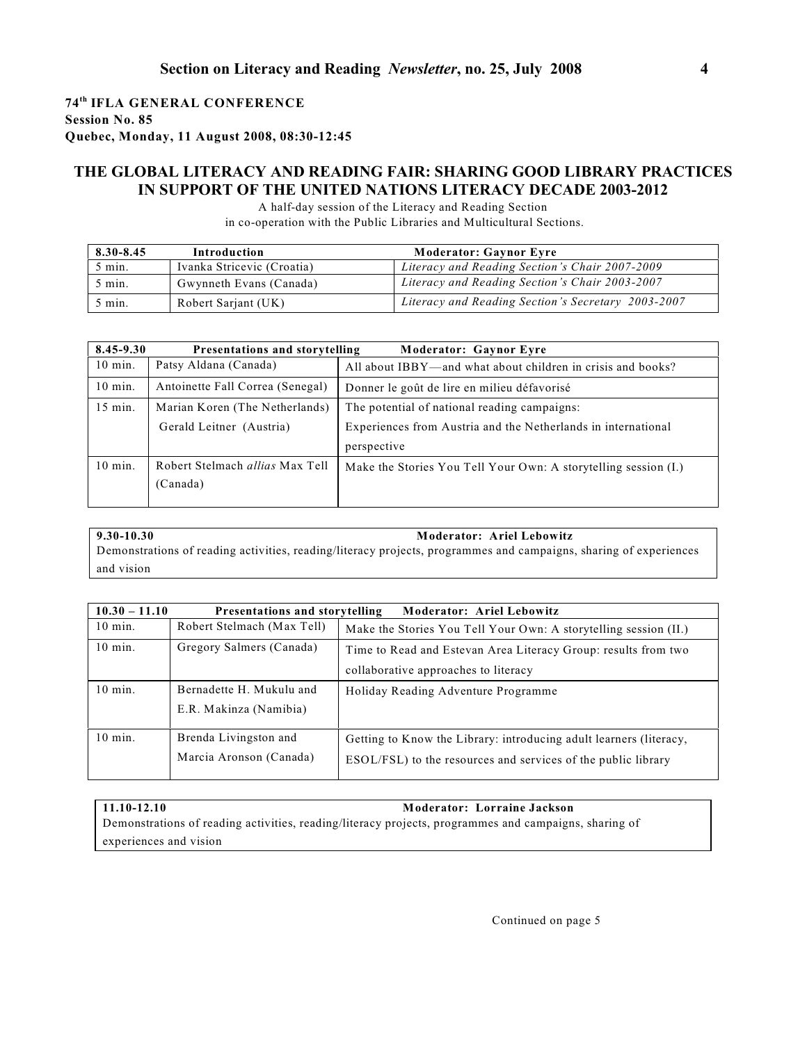**74th IFLA GENERAL CONFERENCE**
**Session No. 85**
**Quebec, Monday, 11 August 2008, 08:30-12:45**

## THE GLOBAL LITERACY AND READING FAIR: SHARING GOOD LIBRARY PRACTICES IN SUPPORT OF THE UNITED NATIONS LITERACY DECADE 2003-2012

A half-day session of the Literacy and Reading Section
in co-operation with the Public Libraries and Multicultural Sections.

| **8.30-8.45** | **Introduction** | **Moderator: Gaynor Eyre** |
|---|---|---|
| 5 min. | Ivanka Stricevic (Croatia) | *Literacy and Reading Section's Chair 2007-2009* |
| 5 min. | Gwynneth Evans (Canada) | *Literacy and Reading Section's Chair 2003-2007* |
| 5 min. | Robert Sarjant (UK) | *Literacy and Reading Section's Secretary 2003-2007* |

| **8.45-9.30** | **Presentations and storytelling** | **Moderator: Gaynor Eyre** |
|---|---|---|
| 10 min. | Patsy Aldana (Canada) | All about IBBY—and what about children in crisis and books? |
| 10 min. | Antoinette Fall Correa (Senegal) | Donner le goût de lire en milieu défavorisé |
| 15 min. | Marian Koren (The Netherlands) Gerald Leitner (Austria) | The potential of national reading campaigns: Experiences from Austria and the Netherlands in international perspective |
| 10 min. | Robert Stelmach *allias* Max Tell (Canada) | Make the Stories You Tell Your Own: A storytelling session (I.) |

**9.30-10.30** **Moderator: Ariel Lebowitz**
Demonstrations of reading activities, reading/literacy projects, programmes and campaigns, sharing of experiences and vision

| **10.30 – 11.10** | **Presentations and storytelling** | **Moderator: Ariel Lebowitz** |
|---|---|---|
| 10 min. | Robert Stelmach (Max Tell) | Make the Stories You Tell Your Own: A storytelling session (II.) |
| 10 min. | Gregory Salmers (Canada) | Time to Read and Estevan Area Literacy Group: results from two collaborative approaches to literacy |
| 10 min. | Bernadette H. Mukulu and E.R. Makinza (Namibia) | Holiday Reading Adventure Programme |
| 10 min. | Brenda Livingston and Marcia Aronson (Canada) | Getting to Know the Library: introducing adult learners (literacy, ESOL/FSL) to the resources and services of the public library |

**11.10-12.10** **Moderator: Lorraine Jackson**
Demonstrations of reading activities, reading/literacy projects, programmes and campaigns, sharing of experiences and vision

Continued on page 5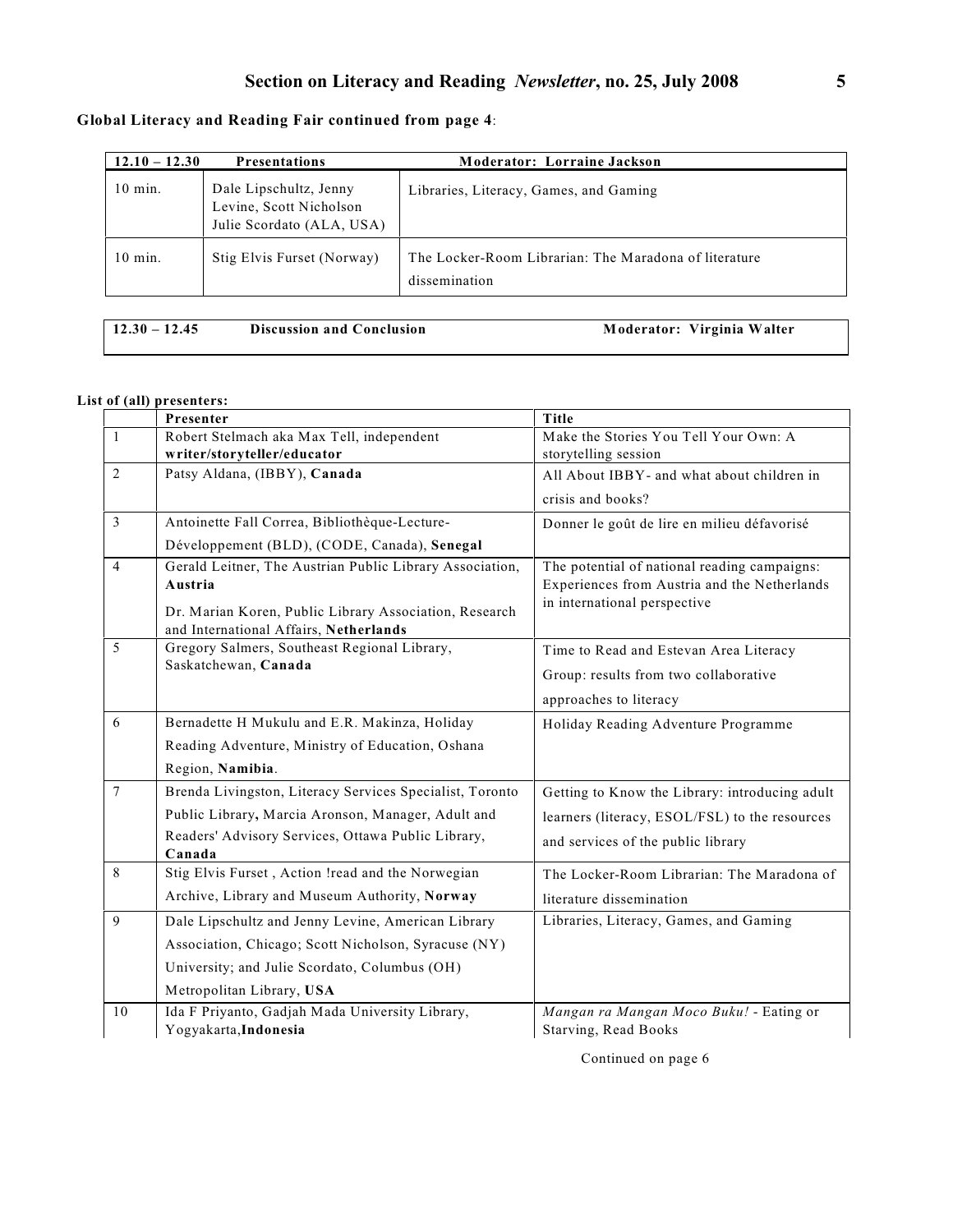**Global Literacy and Reading Fair continued from page 4**:

| 12.10 – 12.30 | Presentations | Moderator: Lorraine Jackson |
|---|---|---|
| 10 min. | Dale Lipschultz, Jenny Levine, Scott Nicholson Julie Scordato (ALA, USA) | Libraries, Literacy, Games, and Gaming |
| 10 min. | Stig Elvis Furset (Norway) | The Locker-Room Librarian: The Maradona of literature dissemination |

| 12.30 – 12.45 | Discussion and Conclusion | Moderator: Virginia Walter |
|---|---|---|

**List of (all) presenters:**

| | Presenter | Title |
|---|---|---|
| 1 | Robert Stelmach aka Max Tell, independent **writer/storyteller/educator** | Make the Stories You Tell Your Own: A storytelling session |
| 2 | Patsy Aldana, (IBBY), **Canada** | All About IBBY- and what about children in crisis and books? |
| 3 | Antoinette Fall Correa, Bibliothèque-Lecture-Développement (BLD), (CODE, Canada), **Senegal** | Donner le goût de lire en milieu défavorisé |
| 4 | Gerald Leitner, The Austrian Public Library Association, **Austria**<br>Dr. Marian Koren, Public Library Association, Research and International Affairs, **Netherlands** | The potential of national reading campaigns: Experiences from Austria and the Netherlands in international perspective |
| 5 | Gregory Salmers, Southeast Regional Library, Saskatchewan, **Canada** | Time to Read and Estevan Area Literacy Group: results from two collaborative approaches to literacy |
| 6 | Bernadette H Mukulu and E.R. Makinza, Holiday Reading Adventure, Ministry of Education, Oshana Region, **Namibia**. | Holiday Reading Adventure Programme |
| 7 | Brenda Livingston, Literacy Services Specialist, Toronto Public Library**,** Marcia Aronson, Manager, Adult and Readers' Advisory Services, Ottawa Public Library, **Canada** | Getting to Know the Library: introducing adult learners (literacy, ESOL/FSL) to the resources and services of the public library |
| 8 | Stig Elvis Furset , Action !read and the Norwegian Archive, Library and Museum Authority, **Norway** | The Locker-Room Librarian: The Maradona of literature dissemination |
| 9 | Dale Lipschultz and Jenny Levine, American Library Association, Chicago; Scott Nicholson, Syracuse (NY) University; and Julie Scordato, Columbus (OH) Metropolitan Library, **USA** | Libraries, Literacy, Games, and Gaming |
| 10 | Ida F Priyanto, Gadjah Mada University Library, Yogyakarta,**Indonesia** | *Mangan ra Mangan Moco Buku!* - Eating or Starving, Read Books |

Continued on page 6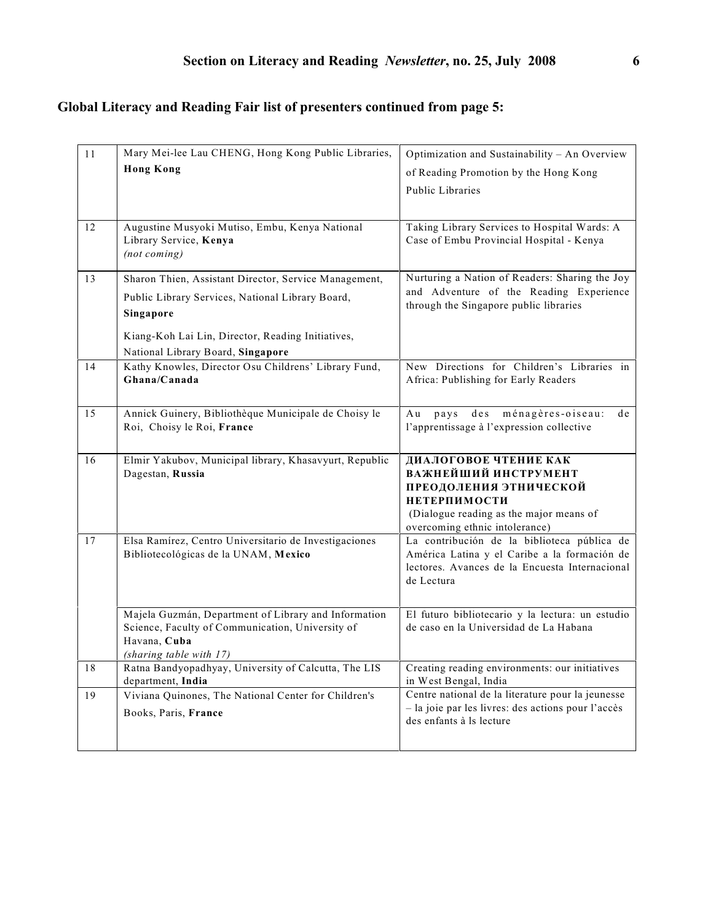## Global Literacy and Reading Fair list of presenters continued from page 5:

| | | |
|---|---|---|
| 11 | Mary Mei-lee Lau CHENG, Hong Kong Public Libraries, **Hong Kong** | Optimization and Sustainability – An Overview of Reading Promotion by the Hong Kong Public Libraries |
| 12 | Augustine Musyoki Mutiso, Embu, Kenya National Library Service, **Kenya**<br>*(not coming)* | Taking Library Services to Hospital Wards: A Case of Embu Provincial Hospital - Kenya |
| 13 | Sharon Thien, Assistant Director, Service Management, Public Library Services, National Library Board, **Singapore**<br>Kiang-Koh Lai Lin, Director, Reading Initiatives, National Library Board, **Singapore** | Nurturing a Nation of Readers: Sharing the Joy and Adventure of the Reading Experience through the Singapore public libraries |
| 14 | Kathy Knowles, Director Osu Childrens' Library Fund, **Ghana/Canada** | New Directions for Children's Libraries in Africa: Publishing for Early Readers |
| 15 | Annick Guinery, Bibliothèque Municipale de Choisy le Roi, Choisy le Roi, **France** | Au pays des ménagères-oiseau: de l'apprentissage à l'expression collective |
| 16 | Elmir Yakubov, Municipal library, Khasavyurt, Republic Dagestan, **Russia** | **ДИАЛОГОВОЕ ЧТЕНИЕ КАК ВАЖНЕЙШИЙ ИНСТРУМЕНТ ПРЕОДОЛЕНИЯ ЭТНИЧЕСКОЙ НЕТЕРПИМОСТИ**<br>(Dialogue reading as the major means of overcoming ethnic intolerance) |
| 17 | Elsa Ramírez, Centro Universitario de Investigaciones Bibliotecológicas de la UNAM, **Mexico** | La contribución de la biblioteca pública de América Latina y el Caribe a la formación de lectores. Avances de la Encuesta Internacional de Lectura |
| | Majela Guzmán, Department of Library and Information Science, Faculty of Communication, University of Havana, **Cuba**<br>*(sharing table with 17)* | El futuro bibliotecario y la lectura: un estudio de caso en la Universidad de La Habana |
| 18 | Ratna Bandyopadhyay, University of Calcutta, The LIS department, **India** | Creating reading environments: our initiatives in West Bengal, India |
| 19 | Viviana Quinones, The National Center for Children's Books, Paris, **France** | Centre national de la literature pour la jeunesse – la joie par les livres: des actions pour l'accès des enfants à ls lecture |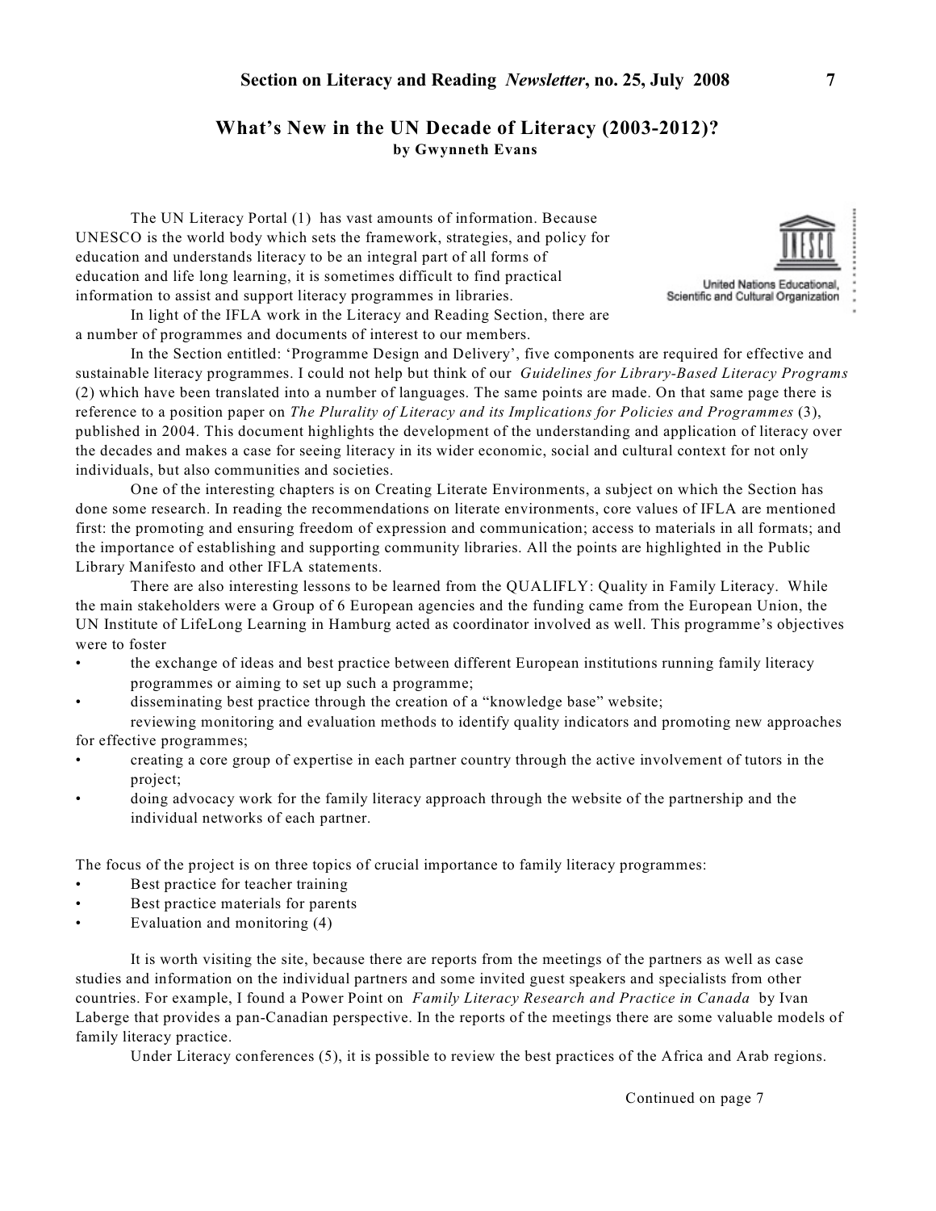## What's New in the UN Decade of Literacy (2003-2012)?

**by Gwynneth Evans**

The UN Literacy Portal (1) has vast amounts of information. Because UNESCO is the world body which sets the framework, strategies, and policy for education and understands literacy to be an integral part of all forms of education and life long learning, it is sometimes difficult to find practical information to assist and support literacy programmes in libraries.

In light of the IFLA work in the Literacy and Reading Section, there are a number of programmes and documents of interest to our members.

In the Section entitled: 'Programme Design and Delivery', five components are required for effective and sustainable literacy programmes. I could not help but think of our *Guidelines for Library-Based Literacy Programs* (2) which have been translated into a number of languages. The same points are made. On that same page there is reference to a position paper on *The Plurality of Literacy and its Implications for Policies and Programmes* (3), published in 2004. This document highlights the development of the understanding and application of literacy over the decades and makes a case for seeing literacy in its wider economic, social and cultural context for not only individuals, but also communities and societies.

One of the interesting chapters is on Creating Literate Environments, a subject on which the Section has done some research. In reading the recommendations on literate environments, core values of IFLA are mentioned first: the promoting and ensuring freedom of expression and communication; access to materials in all formats; and the importance of establishing and supporting community libraries. All the points are highlighted in the Public Library Manifesto and other IFLA statements.

There are also interesting lessons to be learned from the QUALIFLY: Quality in Family Literacy. While the main stakeholders were a Group of 6 European agencies and the funding came from the European Union, the UN Institute of LifeLong Learning in Hamburg acted as coordinator involved as well. This programme's objectives were to foster

- the exchange of ideas and best practice between different European institutions running family literacy programmes or aiming to set up such a programme;
- disseminating best practice through the creation of a "knowledge base" website;
  reviewing monitoring and evaluation methods to identify quality indicators and promoting new approaches for effective programmes;
- creating a core group of expertise in each partner country through the active involvement of tutors in the project;
- doing advocacy work for the family literacy approach through the website of the partnership and the individual networks of each partner.

The focus of the project is on three topics of crucial importance to family literacy programmes:

- Best practice for teacher training
- Best practice materials for parents
- Evaluation and monitoring (4)

It is worth visiting the site, because there are reports from the meetings of the partners as well as case studies and information on the individual partners and some invited guest speakers and specialists from other countries. For example, I found a Power Point on *Family Literacy Research and Practice in Canada* by Ivan Laberge that provides a pan-Canadian perspective. In the reports of the meetings there are some valuable models of family literacy practice.

Under Literacy conferences (5), it is possible to review the best practices of the Africa and Arab regions.

Continued on page 7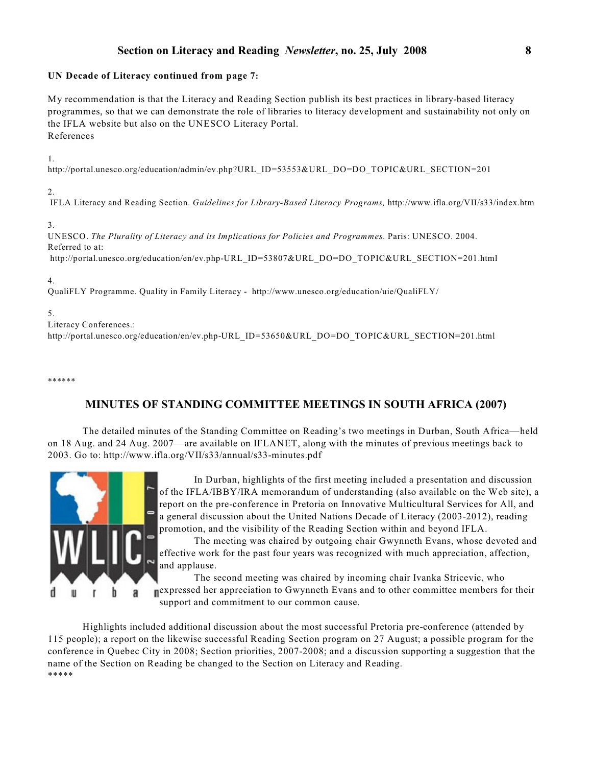**UN Decade of Literacy continued from page 7:**

My recommendation is that the Literacy and Reading Section publish its best practices in library-based literacy programmes, so that we can demonstrate the role of libraries to literacy development and sustainability not only on the IFLA website but also on the UNESCO Literacy Portal.

References

1.
http://portal.unesco.org/education/admin/ev.php?URL_ID=53553&URL_DO=DO_TOPIC&URL_SECTION=201

2.
IFLA Literacy and Reading Section. *Guidelines for Library-Based Literacy Programs,* http://www.ifla.org/VII/s33/index.htm

3.
UNESCO. *The Plurality of Literacy and its Implications for Policies and Programmes*. Paris: UNESCO. 2004.
Referred to at:
http://portal.unesco.org/education/en/ev.php-URL_ID=53807&URL_DO=DO_TOPIC&URL_SECTION=201.html

4.
QualiFLY Programme. Quality in Family Literacy - http://www.unesco.org/education/uie/QualiFLY/

5.
Literacy Conferences.:
http://portal.unesco.org/education/en/ev.php-URL_ID=53650&URL_DO=DO_TOPIC&URL_SECTION=201.html

******

## MINUTES OF STANDING COMMITTEE MEETINGS IN SOUTH AFRICA (2007)

The detailed minutes of the Standing Committee on Reading's two meetings in Durban, South Africa—held on 18 Aug. and 24 Aug. 2007—are available on IFLANET, along with the minutes of previous meetings back to 2003. Go to: http://www.ifla.org/VII/s33/annual/s33-minutes.pdf

In Durban, highlights of the first meeting included a presentation and discussion of the IFLA/IBBY/IRA memorandum of understanding (also available on the Web site), a report on the pre-conference in Pretoria on Innovative Multicultural Services for All, and a general discussion about the United Nations Decade of Literacy (2003-2012), reading promotion, and the visibility of the Reading Section within and beyond IFLA.

The meeting was chaired by outgoing chair Gwynneth Evans, whose devoted and effective work for the past four years was recognized with much appreciation, affection, and applause.

The second meeting was chaired by incoming chair Ivanka Stricevic, who expressed her appreciation to Gwynneth Evans and to other committee members for their support and commitment to our common cause.

Highlights included additional discussion about the most successful Pretoria pre-conference (attended by 115 people); a report on the likewise successful Reading Section program on 27 August; a possible program for the conference in Quebec City in 2008; Section priorities, 2007-2008; and a discussion supporting a suggestion that the name of the Section on Reading be changed to the Section on Literacy and Reading.

*****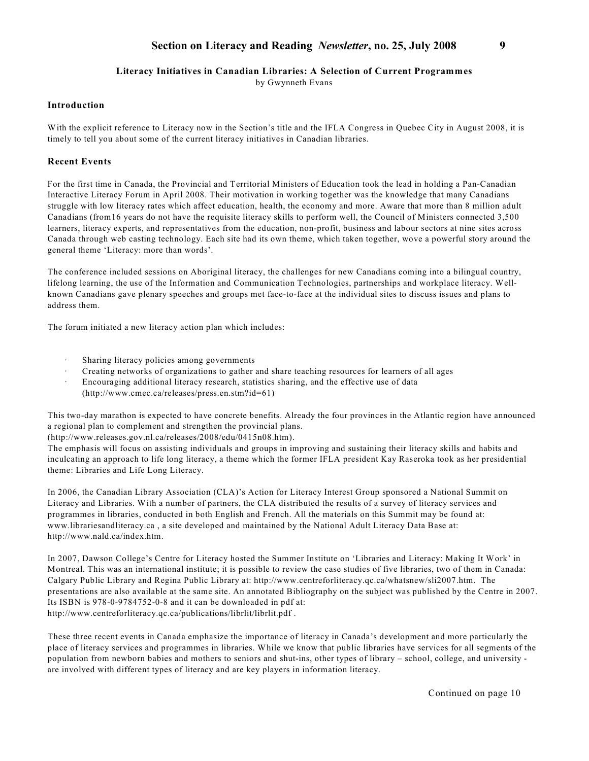## Literacy Initiatives in Canadian Libraries: A Selection of Current Programmes

by Gwynneth Evans

### Introduction

With the explicit reference to Literacy now in the Section's title and the IFLA Congress in Quebec City in August 2008, it is timely to tell you about some of the current literacy initiatives in Canadian libraries.

### Recent Events

For the first time in Canada, the Provincial and Territorial Ministers of Education took the lead in holding a Pan-Canadian Interactive Literacy Forum in April 2008. Their motivation in working together was the knowledge that many Canadians struggle with low literacy rates which affect education, health, the economy and more. Aware that more than 8 million adult Canadians (from16 years do not have the requisite literacy skills to perform well, the Council of Ministers connected 3,500 learners, literacy experts, and representatives from the education, non-profit, business and labour sectors at nine sites across Canada through web casting technology. Each site had its own theme, which taken together, wove a powerful story around the general theme 'Literacy: more than words'.

The conference included sessions on Aboriginal literacy, the challenges for new Canadians coming into a bilingual country, lifelong learning, the use of the Information and Communication Technologies, partnerships and workplace literacy. Well-known Canadians gave plenary speeches and groups met face-to-face at the individual sites to discuss issues and plans to address them.

The forum initiated a new literacy action plan which includes:

- Sharing literacy policies among governments
- Creating networks of organizations to gather and share teaching resources for learners of all ages
- Encouraging additional literacy research, statistics sharing, and the effective use of data (http://www.cmec.ca/releases/press.en.stm?id=61)

This two-day marathon is expected to have concrete benefits. Already the four provinces in the Atlantic region have announced a regional plan to complement and strengthen the provincial plans. (http://www.releases.gov.nl.ca/releases/2008/edu/0415n08.htm).
The emphasis will focus on assisting individuals and groups in improving and sustaining their literacy skills and habits and inculcating an approach to life long literacy, a theme which the former IFLA president Kay Raseroka took as her presidential theme: Libraries and Life Long Literacy.

In 2006, the Canadian Library Association (CLA)'s Action for Literacy Interest Group sponsored a National Summit on Literacy and Libraries. With a number of partners, the CLA distributed the results of a survey of literacy services and programmes in libraries, conducted in both English and French. All the materials on this Summit may be found at: www.librariesandliteracy.ca , a site developed and maintained by the National Adult Literacy Data Base at: http://www.nald.ca/index.htm.

In 2007, Dawson College's Centre for Literacy hosted the Summer Institute on 'Libraries and Literacy: Making It Work' in Montreal. This was an international institute; it is possible to review the case studies of five libraries, two of them in Canada: Calgary Public Library and Regina Public Library at: http://www.centreforliteracy.qc.ca/whatsnew/sli2007.htm. The presentations are also available at the same site. An annotated Bibliography on the subject was published by the Centre in 2007. Its ISBN is 978-0-9784752-0-8 and it can be downloaded in pdf at: http://www.centreforliteracy.qc.ca/publications/librlit/librlit.pdf .

These three recent events in Canada emphasize the importance of literacy in Canada's development and more particularly the place of literacy services and programmes in libraries. While we know that public libraries have services for all segments of the population from newborn babies and mothers to seniors and shut-ins, other types of library – school, college, and university - are involved with different types of literacy and are key players in information literacy.

Continued on page 10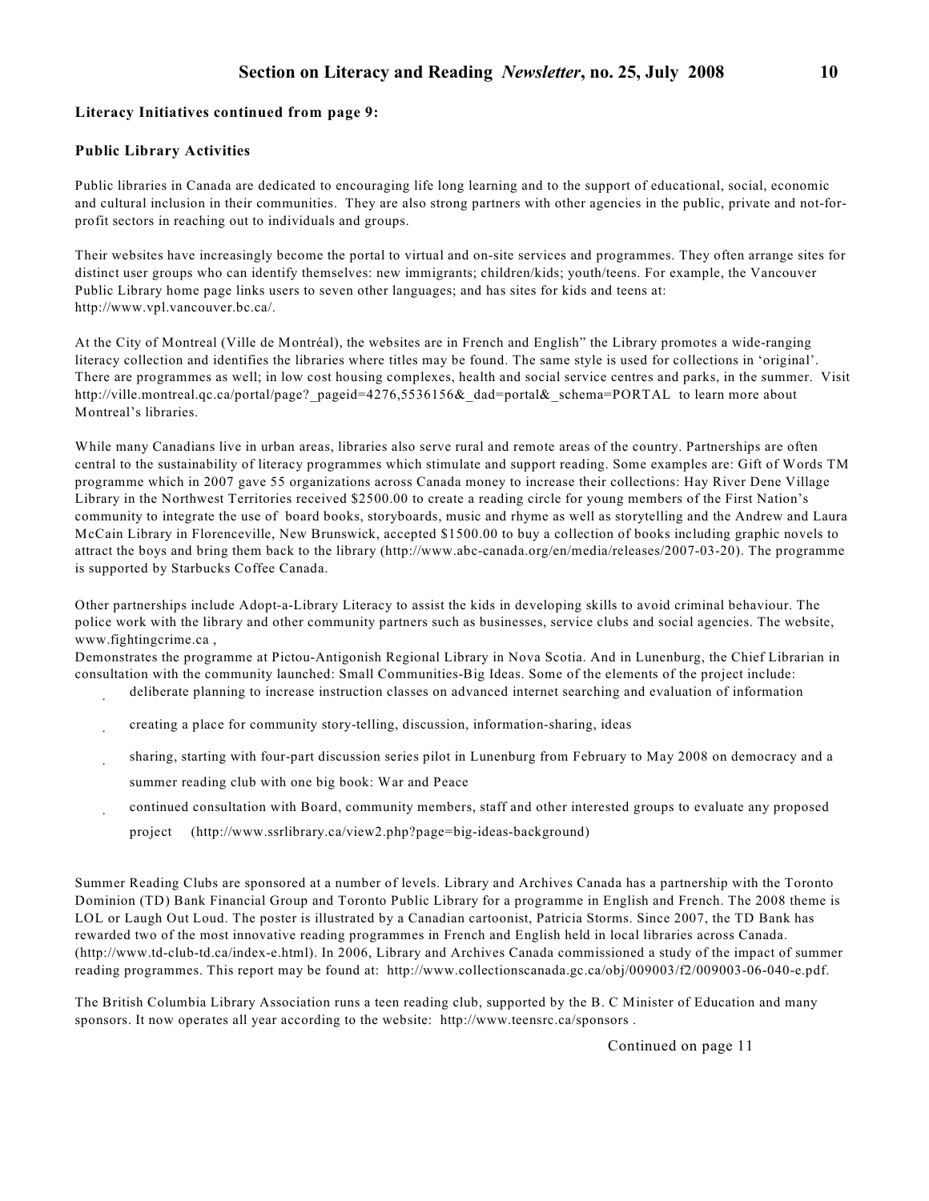**Literacy Initiatives continued from page 9:**

**Public Library Activities**

Public libraries in Canada are dedicated to encouraging life long learning and to the support of educational, social, economic and cultural inclusion in their communities. They are also strong partners with other agencies in the public, private and not-for-profit sectors in reaching out to individuals and groups.

Their websites have increasingly become the portal to virtual and on-site services and programmes. They often arrange sites for distinct user groups who can identify themselves: new immigrants; children/kids; youth/teens. For example, the Vancouver Public Library home page links users to seven other languages; and has sites for kids and teens at: http://www.vpl.vancouver.bc.ca/.

At the City of Montreal (Ville de Montréal), the websites are in French and English" the Library promotes a wide-ranging literacy collection and identifies the libraries where titles may be found. The same style is used for collections in 'original'. There are programmes as well; in low cost housing complexes, health and social service centres and parks, in the summer. Visit http://ville.montreal.qc.ca/portal/page?_pageid=4276,5536156&_dad=portal&_schema=PORTAL to learn more about Montreal's libraries.

While many Canadians live in urban areas, libraries also serve rural and remote areas of the country. Partnerships are often central to the sustainability of literacy programmes which stimulate and support reading. Some examples are: Gift of Words TM programme which in 2007 gave 55 organizations across Canada money to increase their collections: Hay River Dene Village Library in the Northwest Territories received $2500.00 to create a reading circle for young members of the First Nation's community to integrate the use of board books, storyboards, music and rhyme as well as storytelling and the Andrew and Laura McCain Library in Florenceville, New Brunswick, accepted $1500.00 to buy a collection of books including graphic novels to attract the boys and bring them back to the library (http://www.abc-canada.org/en/media/releases/2007-03-20). The programme is supported by Starbucks Coffee Canada.

Other partnerships include Adopt-a-Library Literacy to assist the kids in developing skills to avoid criminal behaviour. The police work with the library and other community partners such as businesses, service clubs and social agencies. The website, www.fightingcrime.ca ,
Demonstrates the programme at Pictou-Antigonish Regional Library in Nova Scotia. And in Lunenburg, the Chief Librarian in consultation with the community launched: Small Communities-Big Ideas. Some of the elements of the project include:

- deliberate planning to increase instruction classes on advanced internet searching and evaluation of information
- creating a place for community story-telling, discussion, information-sharing, ideas
- sharing, starting with four-part discussion series pilot in Lunenburg from February to May 2008 on democracy and a summer reading club with one big book: War and Peace
- continued consultation with Board, community members, staff and other interested groups to evaluate any proposed project (http://www.ssrlibrary.ca/view2.php?page=big-ideas-background)

Summer Reading Clubs are sponsored at a number of levels. Library and Archives Canada has a partnership with the Toronto Dominion (TD) Bank Financial Group and Toronto Public Library for a programme in English and French. The 2008 theme is LOL or Laugh Out Loud. The poster is illustrated by a Canadian cartoonist, Patricia Storms. Since 2007, the TD Bank has rewarded two of the most innovative reading programmes in French and English held in local libraries across Canada. (http://www.td-club-td.ca/index-e.html). In 2006, Library and Archives Canada commissioned a study of the impact of summer reading programmes. This report may be found at: http://www.collectionscanada.gc.ca/obj/009003/f2/009003-06-040-e.pdf.

The British Columbia Library Association runs a teen reading club, supported by the B. C Minister of Education and many sponsors. It now operates all year according to the website: http://www.teensrc.ca/sponsors .

Continued on page 11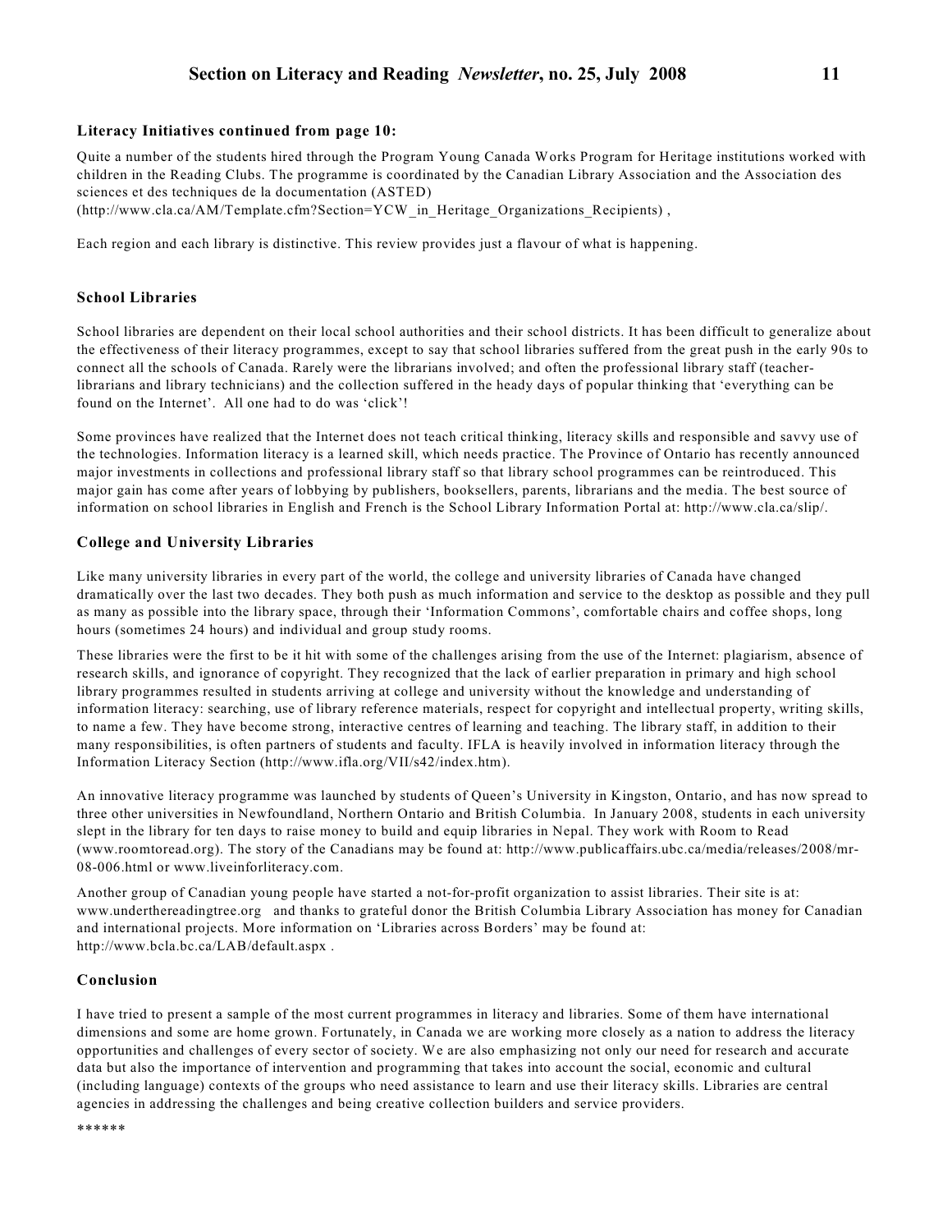**Literacy Initiatives continued from page 10:**

Quite a number of the students hired through the Program Young Canada Works Program for Heritage institutions worked with children in the Reading Clubs. The programme is coordinated by the Canadian Library Association and the Association des sciences et des techniques de la documentation (ASTED) (http://www.cla.ca/AM/Template.cfm?Section=YCW_in_Heritage_Organizations_Recipients) ,

Each region and each library is distinctive. This review provides just a flavour of what is happening.

### School Libraries

School libraries are dependent on their local school authorities and their school districts. It has been difficult to generalize about the effectiveness of their literacy programmes, except to say that school libraries suffered from the great push in the early 90s to connect all the schools of Canada. Rarely were the librarians involved; and often the professional library staff (teacher-librarians and library technicians) and the collection suffered in the heady days of popular thinking that 'everything can be found on the Internet'. All one had to do was 'click'!

Some provinces have realized that the Internet does not teach critical thinking, literacy skills and responsible and savvy use of the technologies. Information literacy is a learned skill, which needs practice. The Province of Ontario has recently announced major investments in collections and professional library staff so that library school programmes can be reintroduced. This major gain has come after years of lobbying by publishers, booksellers, parents, librarians and the media. The best source of information on school libraries in English and French is the School Library Information Portal at: http://www.cla.ca/slip/.

### College and University Libraries

Like many university libraries in every part of the world, the college and university libraries of Canada have changed dramatically over the last two decades. They both push as much information and service to the desktop as possible and they pull as many as possible into the library space, through their 'Information Commons', comfortable chairs and coffee shops, long hours (sometimes 24 hours) and individual and group study rooms.

These libraries were the first to be it hit with some of the challenges arising from the use of the Internet: plagiarism, absence of research skills, and ignorance of copyright. They recognized that the lack of earlier preparation in primary and high school library programmes resulted in students arriving at college and university without the knowledge and understanding of information literacy: searching, use of library reference materials, respect for copyright and intellectual property, writing skills, to name a few. They have become strong, interactive centres of learning and teaching. The library staff, in addition to their many responsibilities, is often partners of students and faculty. IFLA is heavily involved in information literacy through the Information Literacy Section (http://www.ifla.org/VII/s42/index.htm).

An innovative literacy programme was launched by students of Queen's University in Kingston, Ontario, and has now spread to three other universities in Newfoundland, Northern Ontario and British Columbia. In January 2008, students in each university slept in the library for ten days to raise money to build and equip libraries in Nepal. They work with Room to Read (www.roomtoread.org). The story of the Canadians may be found at: http://www.publicaffairs.ubc.ca/media/releases/2008/mr-08-006.html or www.liveinforliteracy.com.

Another group of Canadian young people have started a not-for-profit organization to assist libraries. Their site is at: www.underthereadingtree.org and thanks to grateful donor the British Columbia Library Association has money for Canadian and international projects. More information on 'Libraries across Borders' may be found at: http://www.bcla.bc.ca/LAB/default.aspx .

### Conclusion

I have tried to present a sample of the most current programmes in literacy and libraries. Some of them have international dimensions and some are home grown. Fortunately, in Canada we are working more closely as a nation to address the literacy opportunities and challenges of every sector of society. We are also emphasizing not only our need for research and accurate data but also the importance of intervention and programming that takes into account the social, economic and cultural (including language) contexts of the groups who need assistance to learn and use their literacy skills. Libraries are central agencies in addressing the challenges and being creative collection builders and service providers.

******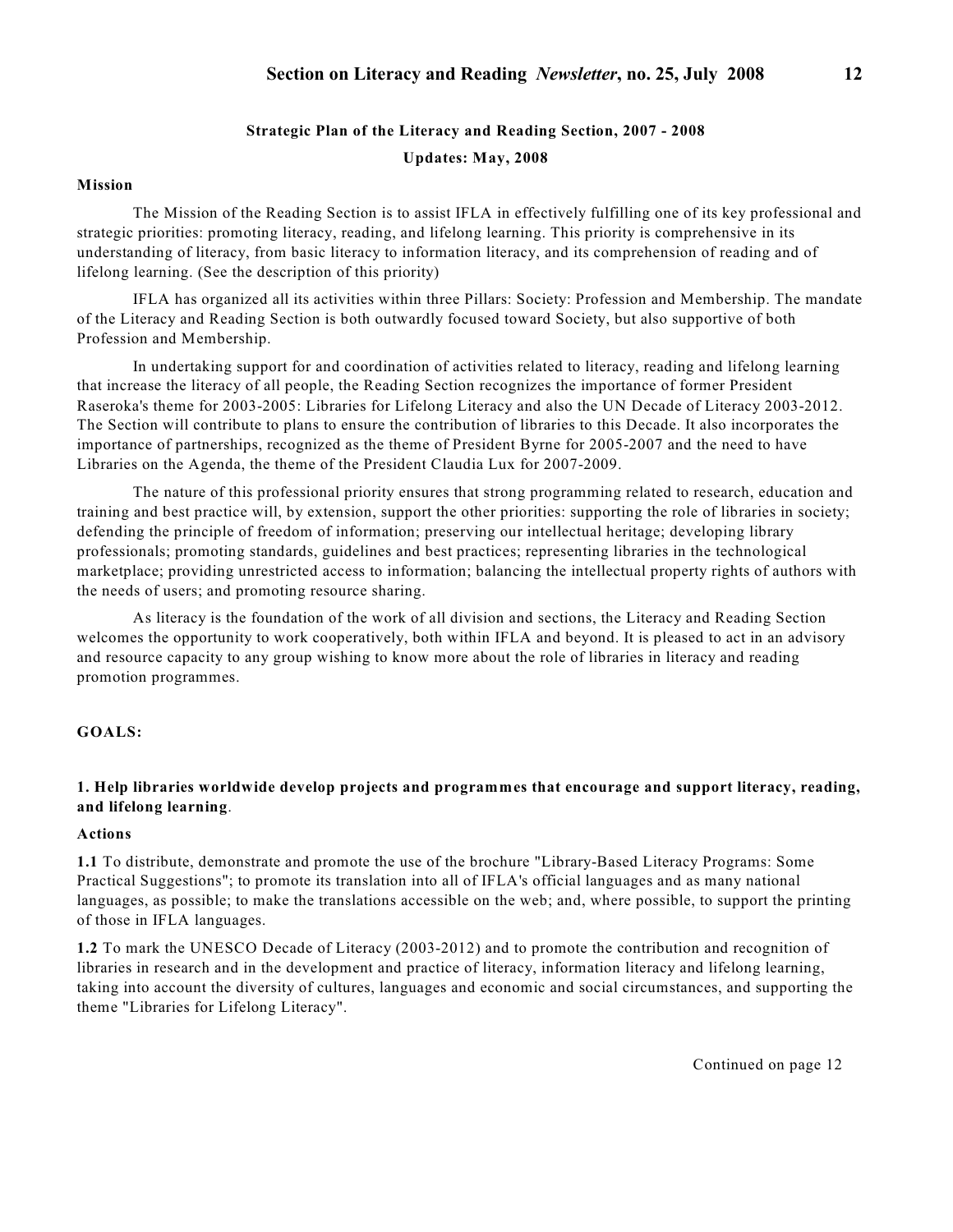## Strategic Plan of the Literacy and Reading Section, 2007 - 2008

**Updates: May, 2008**

### Mission

The Mission of the Reading Section is to assist IFLA in effectively fulfilling one of its key professional and strategic priorities: promoting literacy, reading, and lifelong learning. This priority is comprehensive in its understanding of literacy, from basic literacy to information literacy, and its comprehension of reading and of lifelong learning. (See the description of this priority)

IFLA has organized all its activities within three Pillars: Society: Profession and Membership. The mandate of the Literacy and Reading Section is both outwardly focused toward Society, but also supportive of both Profession and Membership.

In undertaking support for and coordination of activities related to literacy, reading and lifelong learning that increase the literacy of all people, the Reading Section recognizes the importance of former President Raseroka's theme for 2003-2005: Libraries for Lifelong Literacy and also the UN Decade of Literacy 2003-2012. The Section will contribute to plans to ensure the contribution of libraries to this Decade. It also incorporates the importance of partnerships, recognized as the theme of President Byrne for 2005-2007 and the need to have Libraries on the Agenda, the theme of the President Claudia Lux for 2007-2009.

The nature of this professional priority ensures that strong programming related to research, education and training and best practice will, by extension, support the other priorities: supporting the role of libraries in society; defending the principle of freedom of information; preserving our intellectual heritage; developing library professionals; promoting standards, guidelines and best practices; representing libraries in the technological marketplace; providing unrestricted access to information; balancing the intellectual property rights of authors with the needs of users; and promoting resource sharing.

As literacy is the foundation of the work of all division and sections, the Literacy and Reading Section welcomes the opportunity to work cooperatively, both within IFLA and beyond. It is pleased to act in an advisory and resource capacity to any group wishing to know more about the role of libraries in literacy and reading promotion programmes.

### GOALS:

#### 1. Help libraries worldwide develop projects and programmes that encourage and support literacy, reading, and lifelong learning.

**Actions**

**1.1** To distribute, demonstrate and promote the use of the brochure "Library-Based Literacy Programs: Some Practical Suggestions"; to promote its translation into all of IFLA's official languages and as many national languages, as possible; to make the translations accessible on the web; and, where possible, to support the printing of those in IFLA languages.

**1.2** To mark the UNESCO Decade of Literacy (2003-2012) and to promote the contribution and recognition of libraries in research and in the development and practice of literacy, information literacy and lifelong learning, taking into account the diversity of cultures, languages and economic and social circumstances, and supporting the theme "Libraries for Lifelong Literacy".

Continued on page 12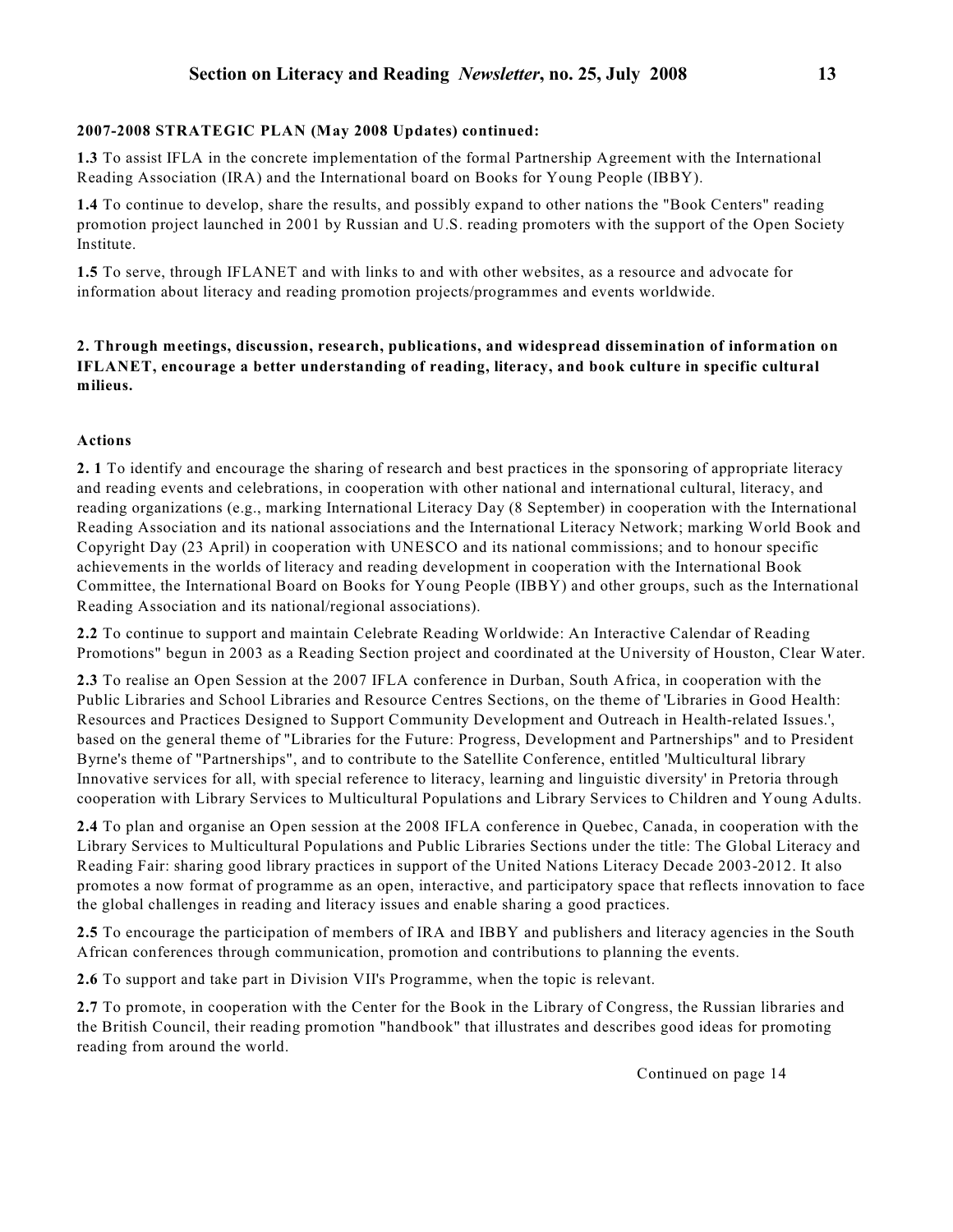**2007-2008 STRATEGIC PLAN (May 2008 Updates) continued:**

**1.3** To assist IFLA in the concrete implementation of the formal Partnership Agreement with the International Reading Association (IRA) and the International board on Books for Young People (IBBY).

**1.4** To continue to develop, share the results, and possibly expand to other nations the "Book Centers" reading promotion project launched in 2001 by Russian and U.S. reading promoters with the support of the Open Society Institute.

**1.5** To serve, through IFLANET and with links to and with other websites, as a resource and advocate for information about literacy and reading promotion projects/programmes and events worldwide.

**2. Through meetings, discussion, research, publications, and widespread dissemination of information on IFLANET, encourage a better understanding of reading, literacy, and book culture in specific cultural milieus.**

**Actions**

**2. 1** To identify and encourage the sharing of research and best practices in the sponsoring of appropriate literacy and reading events and celebrations, in cooperation with other national and international cultural, literacy, and reading organizations (e.g., marking International Literacy Day (8 September) in cooperation with the International Reading Association and its national associations and the International Literacy Network; marking World Book and Copyright Day (23 April) in cooperation with UNESCO and its national commissions; and to honour specific achievements in the worlds of literacy and reading development in cooperation with the International Book Committee, the International Board on Books for Young People (IBBY) and other groups, such as the International Reading Association and its national/regional associations).

**2.2** To continue to support and maintain Celebrate Reading Worldwide: An Interactive Calendar of Reading Promotions" begun in 2003 as a Reading Section project and coordinated at the University of Houston, Clear Water.

**2.3** To realise an Open Session at the 2007 IFLA conference in Durban, South Africa, in cooperation with the Public Libraries and School Libraries and Resource Centres Sections, on the theme of 'Libraries in Good Health: Resources and Practices Designed to Support Community Development and Outreach in Health-related Issues.', based on the general theme of "Libraries for the Future: Progress, Development and Partnerships" and to President Byrne's theme of "Partnerships", and to contribute to the Satellite Conference, entitled 'Multicultural library Innovative services for all, with special reference to literacy, learning and linguistic diversity' in Pretoria through cooperation with Library Services to Multicultural Populations and Library Services to Children and Young Adults.

**2.4** To plan and organise an Open session at the 2008 IFLA conference in Quebec, Canada, in cooperation with the Library Services to Multicultural Populations and Public Libraries Sections under the title: The Global Literacy and Reading Fair: sharing good library practices in support of the United Nations Literacy Decade 2003-2012. It also promotes a now format of programme as an open, interactive, and participatory space that reflects innovation to face the global challenges in reading and literacy issues and enable sharing a good practices.

**2.5** To encourage the participation of members of IRA and IBBY and publishers and literacy agencies in the South African conferences through communication, promotion and contributions to planning the events.

**2.6** To support and take part in Division VII's Programme, when the topic is relevant.

**2.7** To promote, in cooperation with the Center for the Book in the Library of Congress, the Russian libraries and the British Council, their reading promotion "handbook" that illustrates and describes good ideas for promoting reading from around the world.

Continued on page 14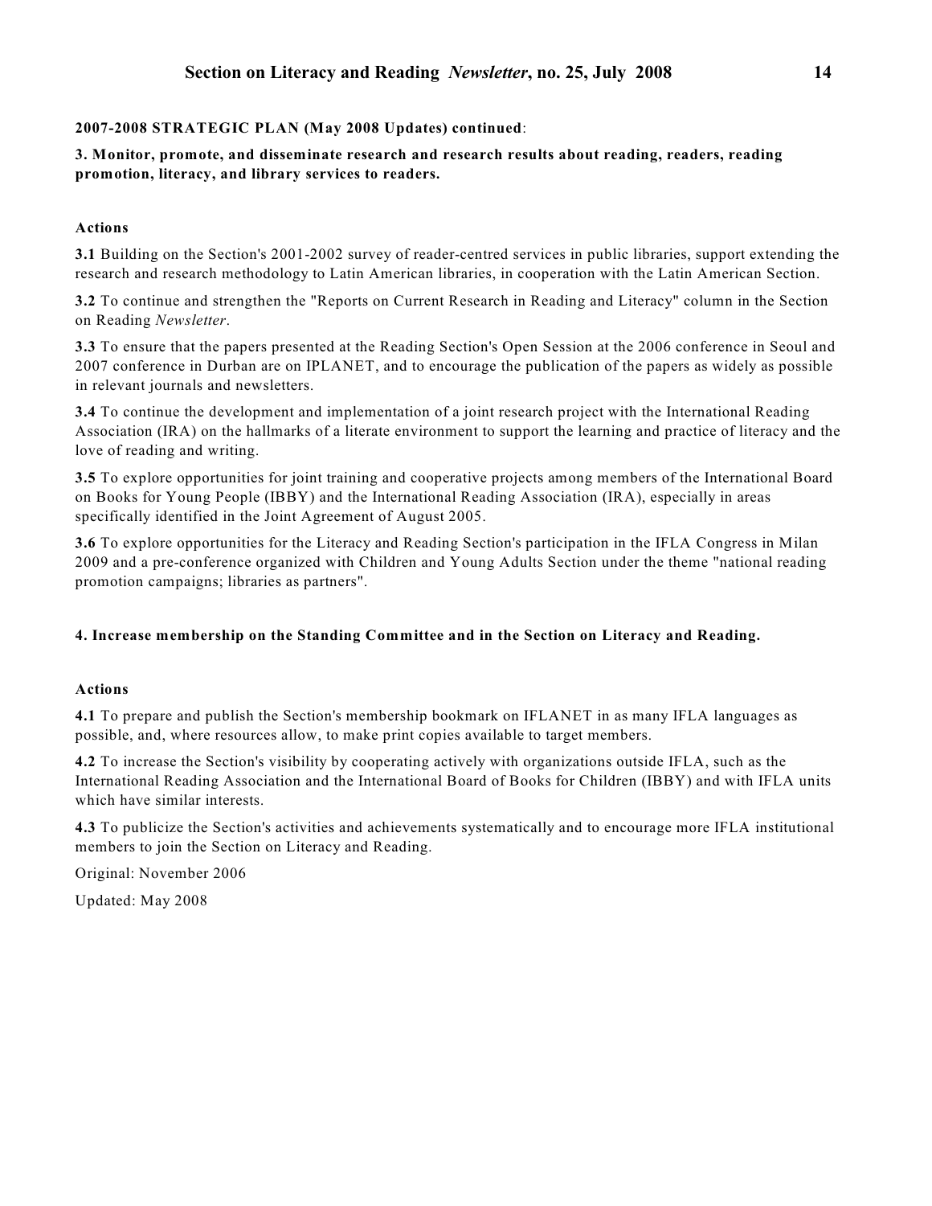**2007-2008 STRATEGIC PLAN (May 2008 Updates) continued**:

**3. Monitor, promote, and disseminate research and research results about reading, readers, reading promotion, literacy, and library services to readers.**

**Actions**

**3.1** Building on the Section's 2001-2002 survey of reader-centred services in public libraries, support extending the research and research methodology to Latin American libraries, in cooperation with the Latin American Section.

**3.2** To continue and strengthen the "Reports on Current Research in Reading and Literacy" column in the Section on Reading *Newsletter*.

**3.3** To ensure that the papers presented at the Reading Section's Open Session at the 2006 conference in Seoul and 2007 conference in Durban are on IPLANET, and to encourage the publication of the papers as widely as possible in relevant journals and newsletters.

**3.4** To continue the development and implementation of a joint research project with the International Reading Association (IRA) on the hallmarks of a literate environment to support the learning and practice of literacy and the love of reading and writing.

**3.5** To explore opportunities for joint training and cooperative projects among members of the International Board on Books for Young People (IBBY) and the International Reading Association (IRA), especially in areas specifically identified in the Joint Agreement of August 2005.

**3.6** To explore opportunities for the Literacy and Reading Section's participation in the IFLA Congress in Milan 2009 and a pre-conference organized with Children and Young Adults Section under the theme "national reading promotion campaigns; libraries as partners".

**4. Increase membership on the Standing Committee and in the Section on Literacy and Reading.**

**Actions**

**4.1** To prepare and publish the Section's membership bookmark on IFLANET in as many IFLA languages as possible, and, where resources allow, to make print copies available to target members.

**4.2** To increase the Section's visibility by cooperating actively with organizations outside IFLA, such as the International Reading Association and the International Board of Books for Children (IBBY) and with IFLA units which have similar interests.

**4.3** To publicize the Section's activities and achievements systematically and to encourage more IFLA institutional members to join the Section on Literacy and Reading.

Original: November 2006

Updated: May 2008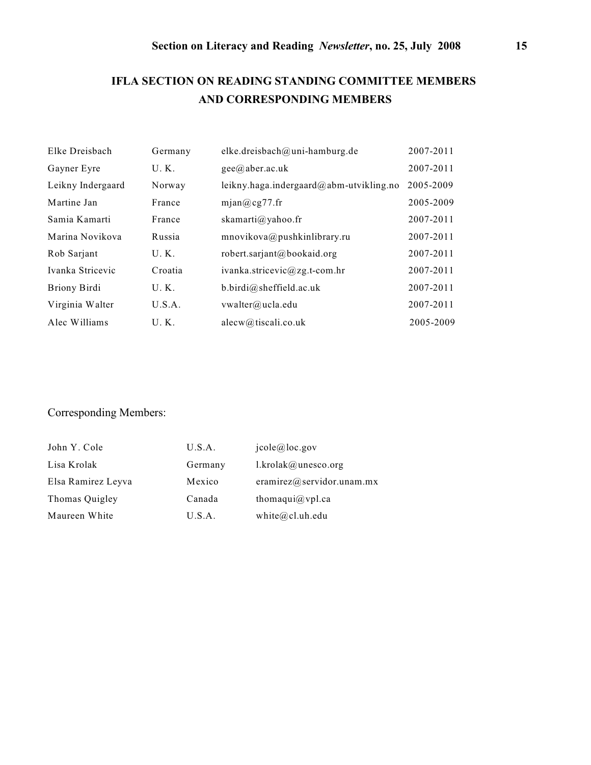# IFLA SECTION ON READING STANDING COMMITTEE MEMBERS AND CORRESPONDING MEMBERS

| | | | |
|---|---|---|---|
| Elke Dreisbach | Germany | elke.dreisbach@uni-hamburg.de | 2007-2011 |
| Gayner Eyre | U. K. | gee@aber.ac.uk | 2007-2011 |
| Leikny Indergaard | Norway | leikny.haga.indergaard@abm-utvikling.no | 2005-2009 |
| Martine Jan | France | mjan@cg77.fr | 2005-2009 |
| Samia Kamarti | France | skamarti@yahoo.fr | 2007-2011 |
| Marina Novikova | Russia | mnovikova@pushkinlibrary.ru | 2007-2011 |
| Rob Sarjant | U. K. | robert.sarjant@bookaid.org | 2007-2011 |
| Ivanka Stricevic | Croatia | ivanka.stricevic@zg.t-com.hr | 2007-2011 |
| Briony Birdi | U. K. | b.birdi@sheffield.ac.uk | 2007-2011 |
| Virginia Walter | U.S.A. | vwalter@ucla.edu | 2007-2011 |
| Alec Williams | U. K. | alecw@tiscali.co.uk | 2005-2009 |

Corresponding Members:

| | | |
|---|---|---|
| John Y. Cole | U.S.A. | jcole@loc.gov |
| Lisa Krolak | Germany | l.krolak@unesco.org |
| Elsa Ramirez Leyva | Mexico | eramirez@servidor.unam.mx |
| Thomas Quigley | Canada | thomaqui@vpl.ca |
| Maureen White | U.S.A. | white@cl.uh.edu |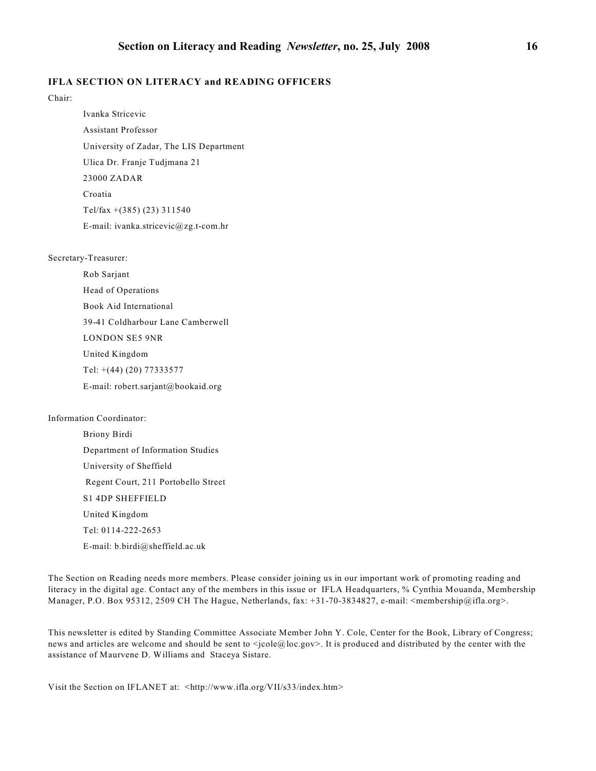## IFLA SECTION ON LITERACY and READING OFFICERS

Chair:

Ivanka Stricevic
Assistant Professor
University of Zadar, The LIS Department
Ulica Dr. Franje Tudjmana 21
23000 ZADAR
Croatia
Tel/fax +(385) (23) 311540
E-mail: ivanka.stricevic@zg.t-com.hr

Secretary-Treasurer:

Rob Sarjant
Head of Operations
Book Aid International
39-41 Coldharbour Lane Camberwell
LONDON SE5 9NR
United Kingdom
Tel: +(44) (20) 77333577
E-mail: robert.sarjant@bookaid.org

Information Coordinator:

Briony Birdi
Department of Information Studies
University of Sheffield
Regent Court, 211 Portobello Street
S1 4DP SHEFFIELD
United Kingdom
Tel: 0114-222-2653
E-mail: b.birdi@sheffield.ac.uk

The Section on Reading needs more members. Please consider joining us in our important work of promoting reading and literacy in the digital age. Contact any of the members in this issue or IFLA Headquarters, % Cynthia Mouanda, Membership Manager, P.O. Box 95312, 2509 CH The Hague, Netherlands, fax: +31-70-3834827, e-mail: <membership@ifla.org>.

This newsletter is edited by Standing Committee Associate Member John Y. Cole, Center for the Book, Library of Congress; news and articles are welcome and should be sent to <jcole@loc.gov>. It is produced and distributed by the center with the assistance of Maurvene D. Williams and Staceya Sistare.

Visit the Section on IFLANET at: <http://www.ifla.org/VII/s33/index.htm>